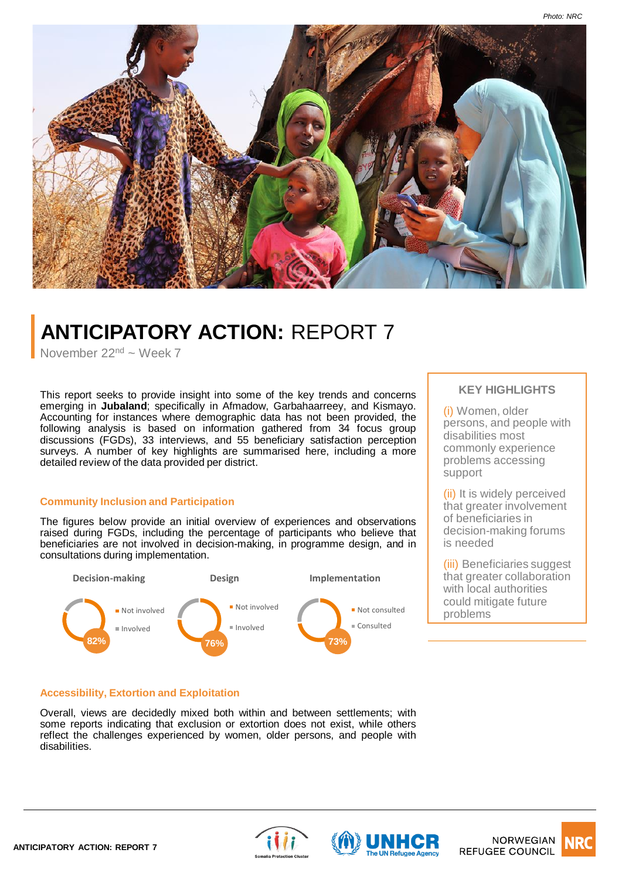Photo: NRC

# ANTICIPATORY ACTION: REPORT 7

November 22nd ~ Week 7

This report seeks to provide insight into some of the key trends and concerns emerging in **Jubaland**; specifically in Afmadow, Garbahaarreey, and Kismayo. Accounting for instances where demographic data has not been provided, the following analysis is based on information gathered from 34 focus group discussions (FGDs), 33 interviews, and 55 beneficiary satisfaction perception surveys. A number of key highlights are summarised here, including a more detailed review of the data provided per district.

## KEY HIGHLIGHTS

(i) Women, older persons, and people with disabilities most commonly experience problems accessing support

(ii) It is widely perceived that greater involvement of beneficiaries in decision-making forums is needed

(iii) Beneficiaries suggest that greater collaboration with local authorities could mitigate future problems

### Community Inclusion and Participation

The figures below provide an initial overview of experiences and observations raised during FGDs, including the percentage of participants who believe that beneficiaries are not involved in decision-making, in programme design, and in consultations during implementation.

**Decision-making**

- Not involved: 82%
- Involved

**Design**

- Not involved: 76%
- Involved

**Implementation**

- Not consulted: 73%
- Consulted

### Accessibility, Extortion and Exploitation

Overall, views are decidedly mixed both within and between settlements; with some reports indicating that exclusion or extortion does not exist, while others reflect the challenges experienced by women, older persons, and people with disabilities.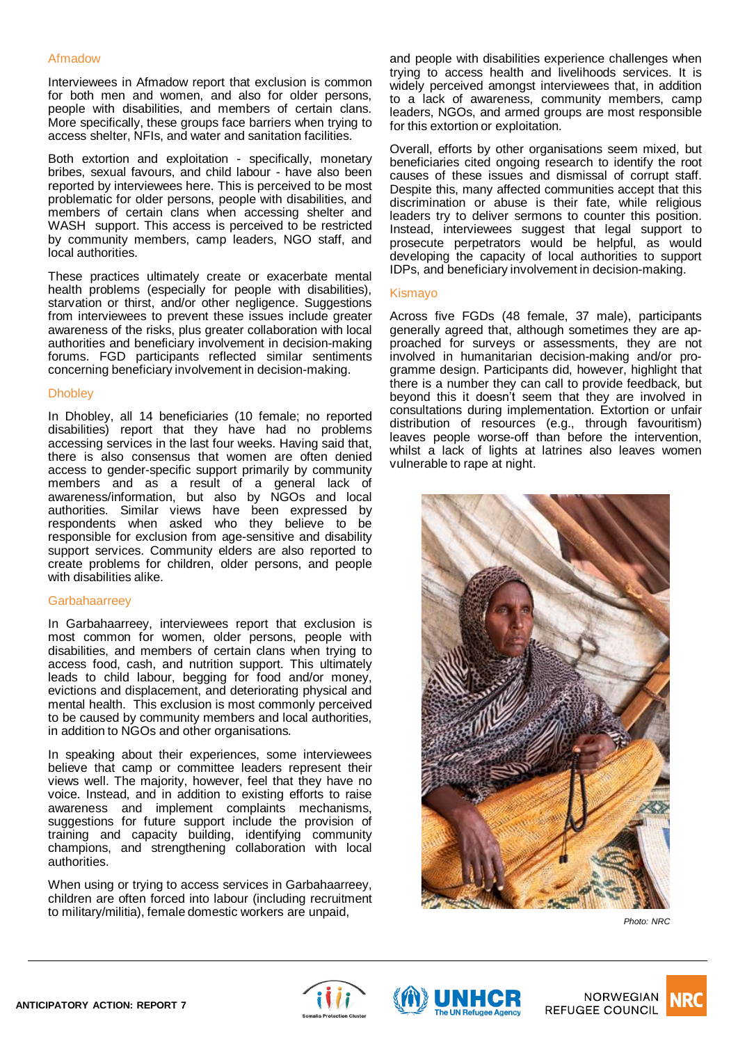### Afmadow

Interviewees in Afmadow report that exclusion is common for both men and women, and also for older persons, people with disabilities, and members of certain clans. More specifically, these groups face barriers when trying to access shelter, NFIs, and water and sanitation facilities.

Both extortion and exploitation - specifically, monetary bribes, sexual favours, and child labour - have also been reported by interviewees here. This is perceived to be most problematic for older persons, people with disabilities, and members of certain clans when accessing shelter and WASH support. This access is perceived to be restricted by community members, camp leaders, NGO staff, and local authorities.

These practices ultimately create or exacerbate mental health problems (especially for people with disabilities), starvation or thirst, and/or other negligence. Suggestions from interviewees to prevent these issues include greater awareness of the risks, plus greater collaboration with local authorities and beneficiary involvement in decision-making forums. FGD participants reflected similar sentiments concerning beneficiary involvement in decision-making.

### Dhobley

In Dhobley, all 14 beneficiaries (10 female; no reported disabilities) report that they have had no problems accessing services in the last four weeks. Having said that, there is also consensus that women are often denied access to gender-specific support primarily by community members and as a result of a general lack of awareness/information, but also by NGOs and local authorities. Similar views have been expressed by respondents when asked who they believe to be responsible for exclusion from age-sensitive and disability support services. Community elders are also reported to create problems for children, older persons, and people with disabilities alike.

### Garbahaarrey

In Garbahaarrey, interviewees report that exclusion is most common for women, older persons, people with disabilities, and members of certain clans when trying to access food, cash, and nutrition support. This ultimately leads to child labour, begging for food and/or money, evictions and displacement, and deteriorating physical and mental health. This exclusion is most commonly perceived to be caused by community members and local authorities, in addition to NGOs and other organisations.

In speaking about their experiences, some interviewees believe that camp or committee leaders represent their views well. The majority, however, feel that they have no voice. Instead, and in addition to existing efforts to raise awareness and implement complaints mechanisms, suggestions for future support include the provision of training and capacity building, identifying community champions, and strengthening collaboration with local authorities.

When using or trying to access services in Garbahaarrey, children are often forced into labour (including recruitment to military/militia), female domestic workers are unpaid, and people with disabilities experience challenges when trying to access health and livelihoods services. It is widely perceived amongst interviewees that, in addition to a lack of awareness, community members, camp leaders, NGOs, and armed groups are most responsible for this extortion or exploitation.

Overall, efforts by other organisations seem mixed, but beneficiaries cited ongoing research to identify the root causes of these issues and dismissal of corrupt staff. Despite this, many affected communities accept that this discrimination or abuse is their fate, while religious leaders try to deliver sermons to counter this position. Instead, interviewees suggest that legal support to prosecute perpetrators would be helpful, as would developing the capacity of local authorities to support IDPs, and beneficiary involvement in decision-making.

### Kismayo

Across five FGDs (48 female, 37 male), participants generally agreed that, although sometimes they are approached for surveys or assessments, they are not involved in humanitarian decision-making and/or programme design. Participants did, however, highlight that there is a number they can call to provide feedback, but beyond this it doesn't seem that they are involved in consultations during implementation. Extortion or unfair distribution of resources (e.g., through favouritism) leaves people worse-off than before the intervention, whilst a lack of lights at latrines also leaves women vulnerable to rape at night.

*Photo: NRC*